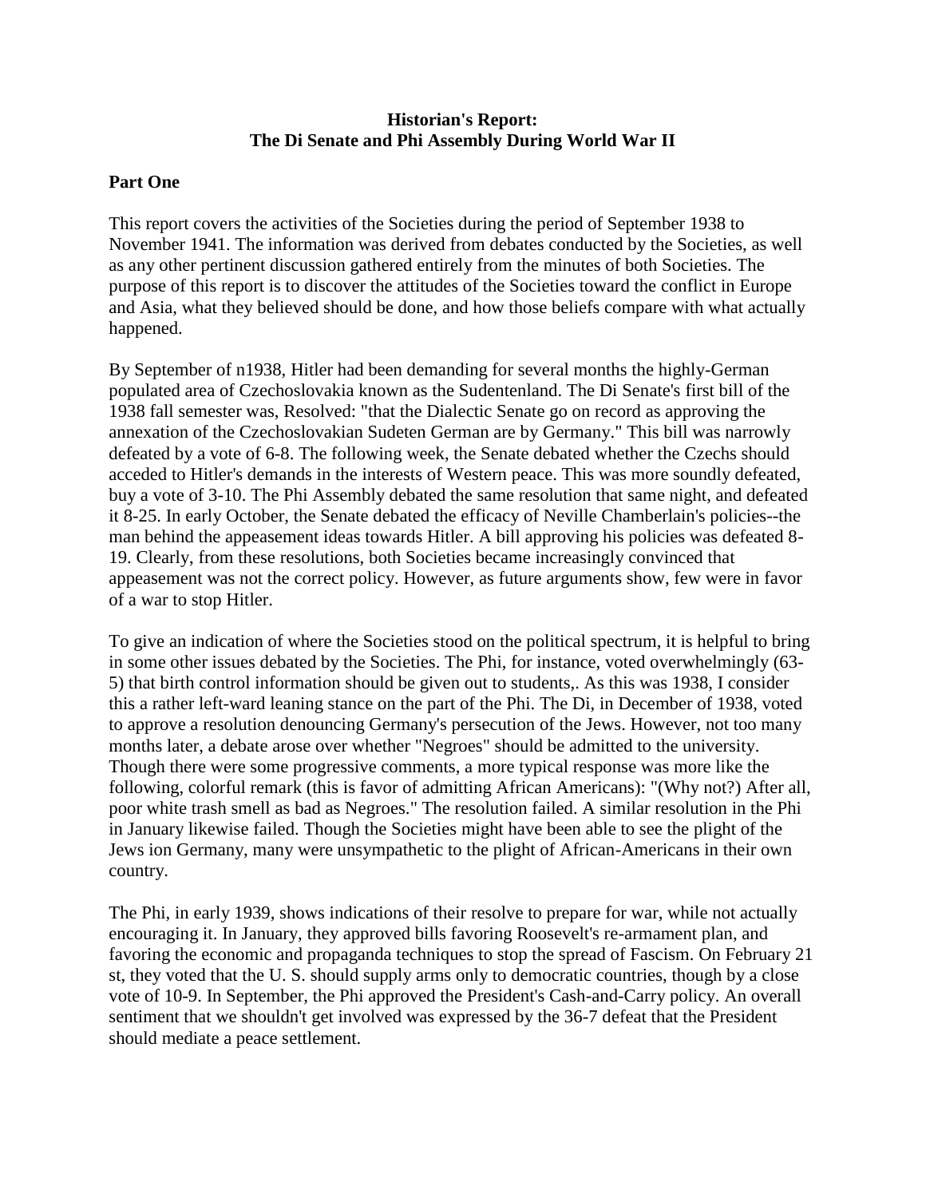**Historian's Report:**
**The Di Senate and Phi Assembly During World War II**

**Part One**

This report covers the activities of the Societies during the period of September 1938 to November 1941. The information was derived from debates conducted by the Societies, as well as any other pertinent discussion gathered entirely from the minutes of both Societies. The purpose of this report is to discover the attitudes of the Societies toward the conflict in Europe and Asia, what they believed should be done, and how those beliefs compare with what actually happened.

By September of n1938, Hitler had been demanding for several months the highly-German populated area of Czechoslovakia known as the Sudentenland. The Di Senate's first bill of the 1938 fall semester was, Resolved: "that the Dialectic Senate go on record as approving the annexation of the Czechoslovakian Sudeten German are by Germany." This bill was narrowly defeated by a vote of 6-8. The following week, the Senate debated whether the Czechs should acceded to Hitler's demands in the interests of Western peace. This was more soundly defeated, buy a vote of 3-10. The Phi Assembly debated the same resolution that same night, and defeated it 8-25. In early October, the Senate debated the efficacy of Neville Chamberlain's policies--the man behind the appeasement ideas towards Hitler. A bill approving his policies was defeated 8-19. Clearly, from these resolutions, both Societies became increasingly convinced that appeasement was not the correct policy. However, as future arguments show, few were in favor of a war to stop Hitler.

To give an indication of where the Societies stood on the political spectrum, it is helpful to bring in some other issues debated by the Societies. The Phi, for instance, voted overwhelmingly (63-5) that birth control information should be given out to students,. As this was 1938, I consider this a rather left-ward leaning stance on the part of the Phi. The Di, in December of 1938, voted to approve a resolution denouncing Germany's persecution of the Jews. However, not too many months later, a debate arose over whether "Negroes" should be admitted to the university. Though there were some progressive comments, a more typical response was more like the following, colorful remark (this is favor of admitting African Americans): "(Why not?) After all, poor white trash smell as bad as Negroes." The resolution failed. A similar resolution in the Phi in January likewise failed. Though the Societies might have been able to see the plight of the Jews ion Germany, many were unsympathetic to the plight of African-Americans in their own country.

The Phi, in early 1939, shows indications of their resolve to prepare for war, while not actually encouraging it. In January, they approved bills favoring Roosevelt's re-armament plan, and favoring the economic and propaganda techniques to stop the spread of Fascism. On February 21 st, they voted that the U. S. should supply arms only to democratic countries, though by a close vote of 10-9. In September, the Phi approved the President's Cash-and-Carry policy. An overall sentiment that we shouldn't get involved was expressed by the 36-7 defeat that the President should mediate a peace settlement.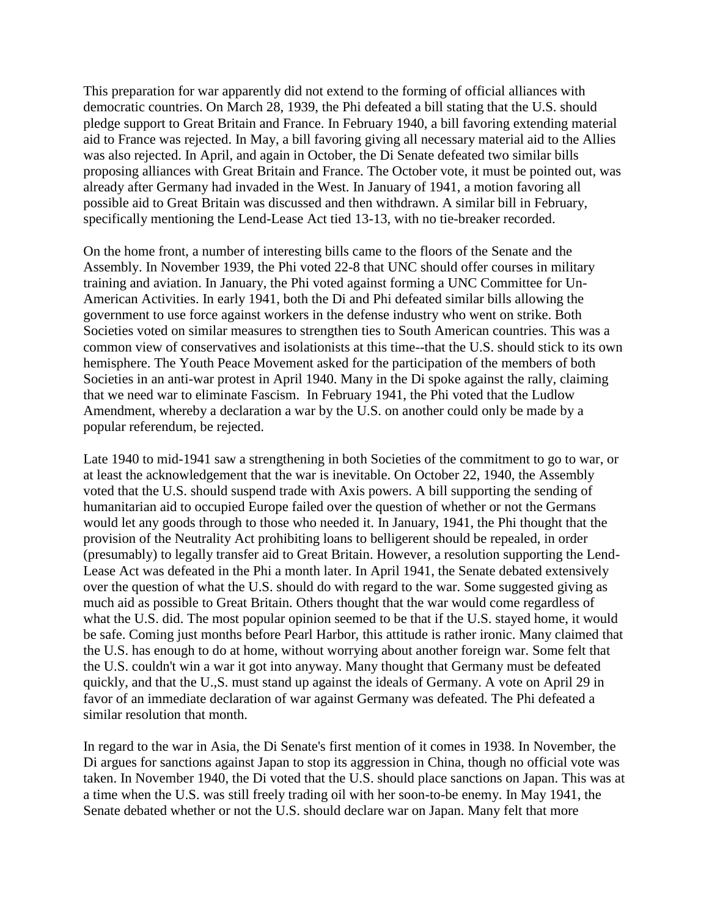This preparation for war apparently did not extend to the forming of official alliances with democratic countries. On March 28, 1939, the Phi defeated a bill stating that the U.S. should pledge support to Great Britain and France. In February 1940, a bill favoring extending material aid to France was rejected. In May, a bill favoring giving all necessary material aid to the Allies was also rejected. In April, and again in October, the Di Senate defeated two similar bills proposing alliances with Great Britain and France. The October vote, it must be pointed out, was already after Germany had invaded in the West. In January of 1941, a motion favoring all possible aid to Great Britain was discussed and then withdrawn. A similar bill in February, specifically mentioning the Lend-Lease Act tied 13-13, with no tie-breaker recorded.

On the home front, a number of interesting bills came to the floors of the Senate and the Assembly. In November 1939, the Phi voted 22-8 that UNC should offer courses in military training and aviation. In January, the Phi voted against forming a UNC Committee for Un-American Activities. In early 1941, both the Di and Phi defeated similar bills allowing the government to use force against workers in the defense industry who went on strike. Both Societies voted on similar measures to strengthen ties to South American countries. This was a common view of conservatives and isolationists at this time--that the U.S. should stick to its own hemisphere. The Youth Peace Movement asked for the participation of the members of both Societies in an anti-war protest in April 1940. Many in the Di spoke against the rally, claiming that we need war to eliminate Fascism. In February 1941, the Phi voted that the Ludlow Amendment, whereby a declaration a war by the U.S. on another could only be made by a popular referendum, be rejected.

Late 1940 to mid-1941 saw a strengthening in both Societies of the commitment to go to war, or at least the acknowledgement that the war is inevitable. On October 22, 1940, the Assembly voted that the U.S. should suspend trade with Axis powers. A bill supporting the sending of humanitarian aid to occupied Europe failed over the question of whether or not the Germans would let any goods through to those who needed it. In January, 1941, the Phi thought that the provision of the Neutrality Act prohibiting loans to belligerent should be repealed, in order (presumably) to legally transfer aid to Great Britain. However, a resolution supporting the Lend-Lease Act was defeated in the Phi a month later. In April 1941, the Senate debated extensively over the question of what the U.S. should do with regard to the war. Some suggested giving as much aid as possible to Great Britain. Others thought that the war would come regardless of what the U.S. did. The most popular opinion seemed to be that if the U.S. stayed home, it would be safe. Coming just months before Pearl Harbor, this attitude is rather ironic. Many claimed that the U.S. has enough to do at home, without worrying about another foreign war. Some felt that the U.S. couldn't win a war it got into anyway. Many thought that Germany must be defeated quickly, and that the U.,S. must stand up against the ideals of Germany. A vote on April 29 in favor of an immediate declaration of war against Germany was defeated. The Phi defeated a similar resolution that month.

In regard to the war in Asia, the Di Senate's first mention of it comes in 1938. In November, the Di argues for sanctions against Japan to stop its aggression in China, though no official vote was taken. In November 1940, the Di voted that the U.S. should place sanctions on Japan. This was at a time when the U.S. was still freely trading oil with her soon-to-be enemy. In May 1941, the Senate debated whether or not the U.S. should declare war on Japan. Many felt that more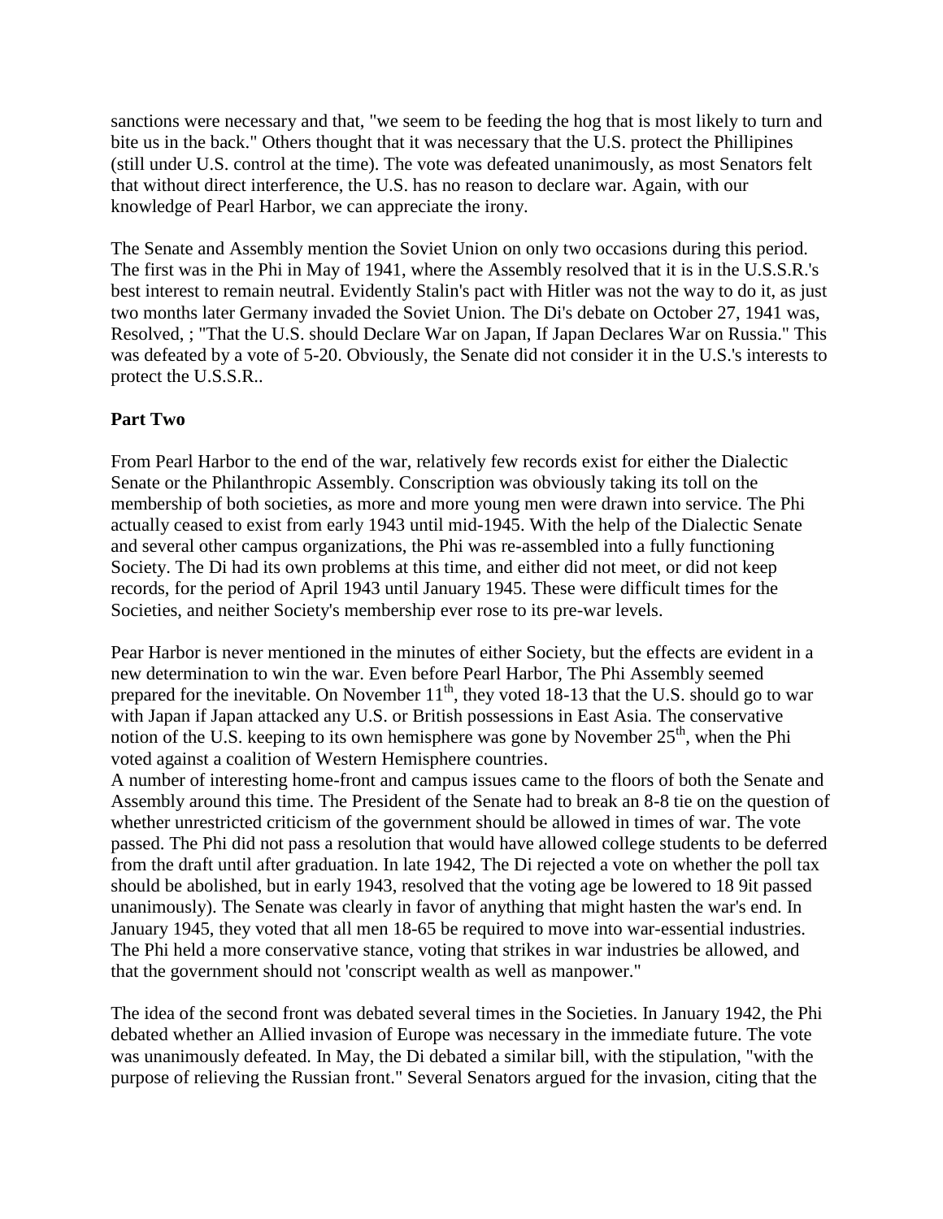sanctions were necessary and that, "we seem to be feeding the hog that is most likely to turn and bite us in the back." Others thought that it was necessary that the U.S. protect the Phillipines (still under U.S. control at the time). The vote was defeated unanimously, as most Senators felt that without direct interference, the U.S. has no reason to declare war. Again, with our knowledge of Pearl Harbor, we can appreciate the irony.

The Senate and Assembly mention the Soviet Union on only two occasions during this period. The first was in the Phi in May of 1941, where the Assembly resolved that it is in the U.S.S.R.'s best interest to remain neutral. Evidently Stalin's pact with Hitler was not the way to do it, as just two months later Germany invaded the Soviet Union. The Di's debate on October 27, 1941 was, Resolved, ; "That the U.S. should Declare War on Japan, If Japan Declares War on Russia." This was defeated by a vote of 5-20. Obviously, the Senate did not consider it in the U.S.'s interests to protect the U.S.S.R..

**Part Two**

From Pearl Harbor to the end of the war, relatively few records exist for either the Dialectic Senate or the Philanthropic Assembly. Conscription was obviously taking its toll on the membership of both societies, as more and more young men were drawn into service. The Phi actually ceased to exist from early 1943 until mid-1945. With the help of the Dialectic Senate and several other campus organizations, the Phi was re-assembled into a fully functioning Society. The Di had its own problems at this time, and either did not meet, or did not keep records, for the period of April 1943 until January 1945. These were difficult times for the Societies, and neither Society's membership ever rose to its pre-war levels.

Pear Harbor is never mentioned in the minutes of either Society, but the effects are evident in a new determination to win the war. Even before Pearl Harbor, The Phi Assembly seemed prepared for the inevitable. On November 11th, they voted 18-13 that the U.S. should go to war with Japan if Japan attacked any U.S. or British possessions in East Asia. The conservative notion of the U.S. keeping to its own hemisphere was gone by November 25th, when the Phi voted against a coalition of Western Hemisphere countries.

A number of interesting home-front and campus issues came to the floors of both the Senate and Assembly around this time. The President of the Senate had to break an 8-8 tie on the question of whether unrestricted criticism of the government should be allowed in times of war. The vote passed. The Phi did not pass a resolution that would have allowed college students to be deferred from the draft until after graduation. In late 1942, The Di rejected a vote on whether the poll tax should be abolished, but in early 1943, resolved that the voting age be lowered to 18 9it passed unanimously). The Senate was clearly in favor of anything that might hasten the war's end. In January 1945, they voted that all men 18-65 be required to move into war-essential industries. The Phi held a more conservative stance, voting that strikes in war industries be allowed, and that the government should not 'conscript wealth as well as manpower."

The idea of the second front was debated several times in the Societies. In January 1942, the Phi debated whether an Allied invasion of Europe was necessary in the immediate future. The vote was unanimously defeated. In May, the Di debated a similar bill, with the stipulation, "with the purpose of relieving the Russian front." Several Senators argued for the invasion, citing that the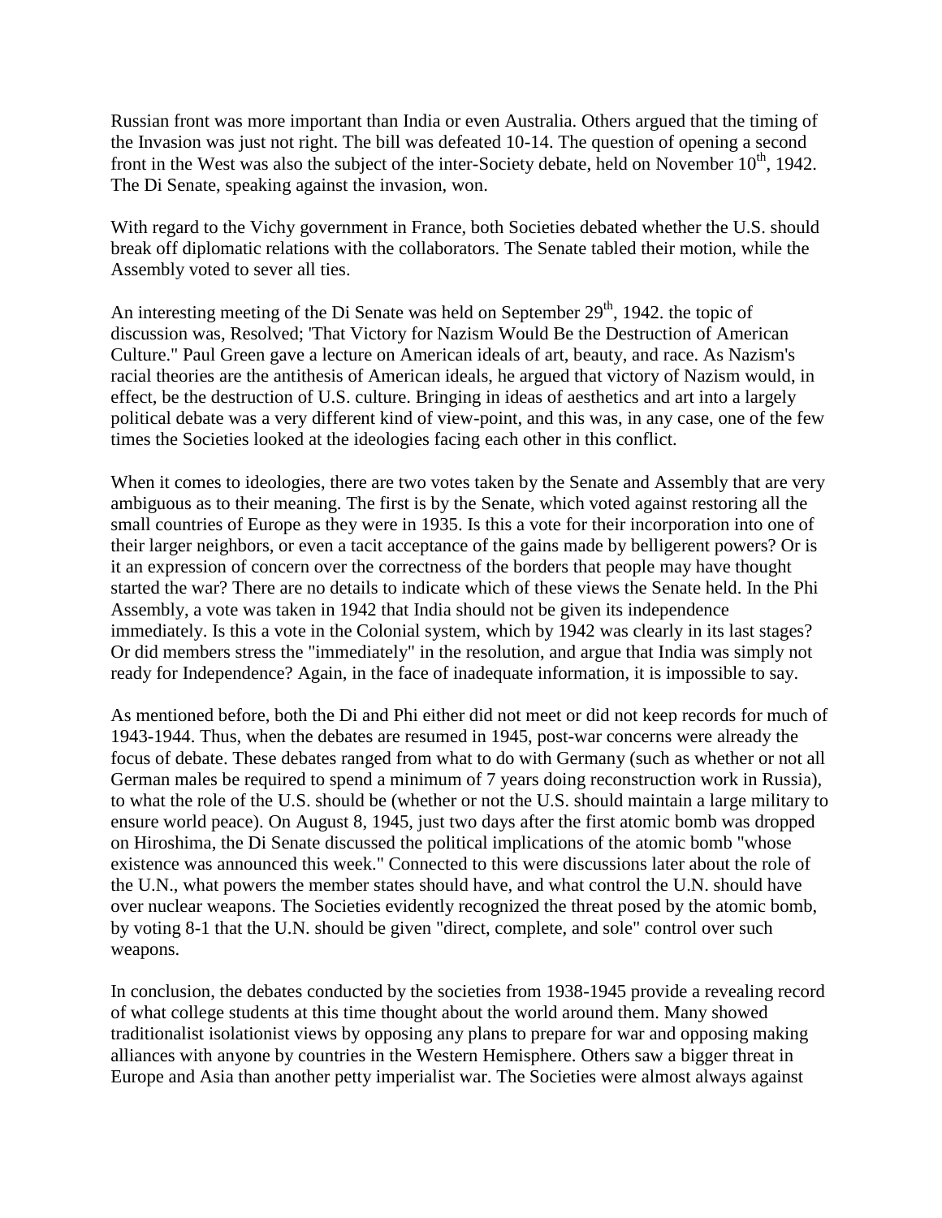Russian front was more important than India or even Australia. Others argued that the timing of the Invasion was just not right. The bill was defeated 10-14. The question of opening a second front in the West was also the subject of the inter-Society debate, held on November 10th, 1942. The Di Senate, speaking against the invasion, won.

With regard to the Vichy government in France, both Societies debated whether the U.S. should break off diplomatic relations with the collaborators. The Senate tabled their motion, while the Assembly voted to sever all ties.

An interesting meeting of the Di Senate was held on September 29th, 1942. the topic of discussion was, Resolved; 'That Victory for Nazism Would Be the Destruction of American Culture." Paul Green gave a lecture on American ideals of art, beauty, and race. As Nazism's racial theories are the antithesis of American ideals, he argued that victory of Nazism would, in effect, be the destruction of U.S. culture. Bringing in ideas of aesthetics and art into a largely political debate was a very different kind of view-point, and this was, in any case, one of the few times the Societies looked at the ideologies facing each other in this conflict.

When it comes to ideologies, there are two votes taken by the Senate and Assembly that are very ambiguous as to their meaning. The first is by the Senate, which voted against restoring all the small countries of Europe as they were in 1935. Is this a vote for their incorporation into one of their larger neighbors, or even a tacit acceptance of the gains made by belligerent powers? Or is it an expression of concern over the correctness of the borders that people may have thought started the war? There are no details to indicate which of these views the Senate held. In the Phi Assembly, a vote was taken in 1942 that India should not be given its independence immediately. Is this a vote in the Colonial system, which by 1942 was clearly in its last stages? Or did members stress the "immediately" in the resolution, and argue that India was simply not ready for Independence? Again, in the face of inadequate information, it is impossible to say.

As mentioned before, both the Di and Phi either did not meet or did not keep records for much of 1943-1944. Thus, when the debates are resumed in 1945, post-war concerns were already the focus of debate. These debates ranged from what to do with Germany (such as whether or not all German males be required to spend a minimum of 7 years doing reconstruction work in Russia), to what the role of the U.S. should be (whether or not the U.S. should maintain a large military to ensure world peace). On August 8, 1945, just two days after the first atomic bomb was dropped on Hiroshima, the Di Senate discussed the political implications of the atomic bomb "whose existence was announced this week." Connected to this were discussions later about the role of the U.N., what powers the member states should have, and what control the U.N. should have over nuclear weapons. The Societies evidently recognized the threat posed by the atomic bomb, by voting 8-1 that the U.N. should be given "direct, complete, and sole" control over such weapons.

In conclusion, the debates conducted by the societies from 1938-1945 provide a revealing record of what college students at this time thought about the world around them. Many showed traditionalist isolationist views by opposing any plans to prepare for war and opposing making alliances with anyone by countries in the Western Hemisphere. Others saw a bigger threat in Europe and Asia than another petty imperialist war. The Societies were almost always against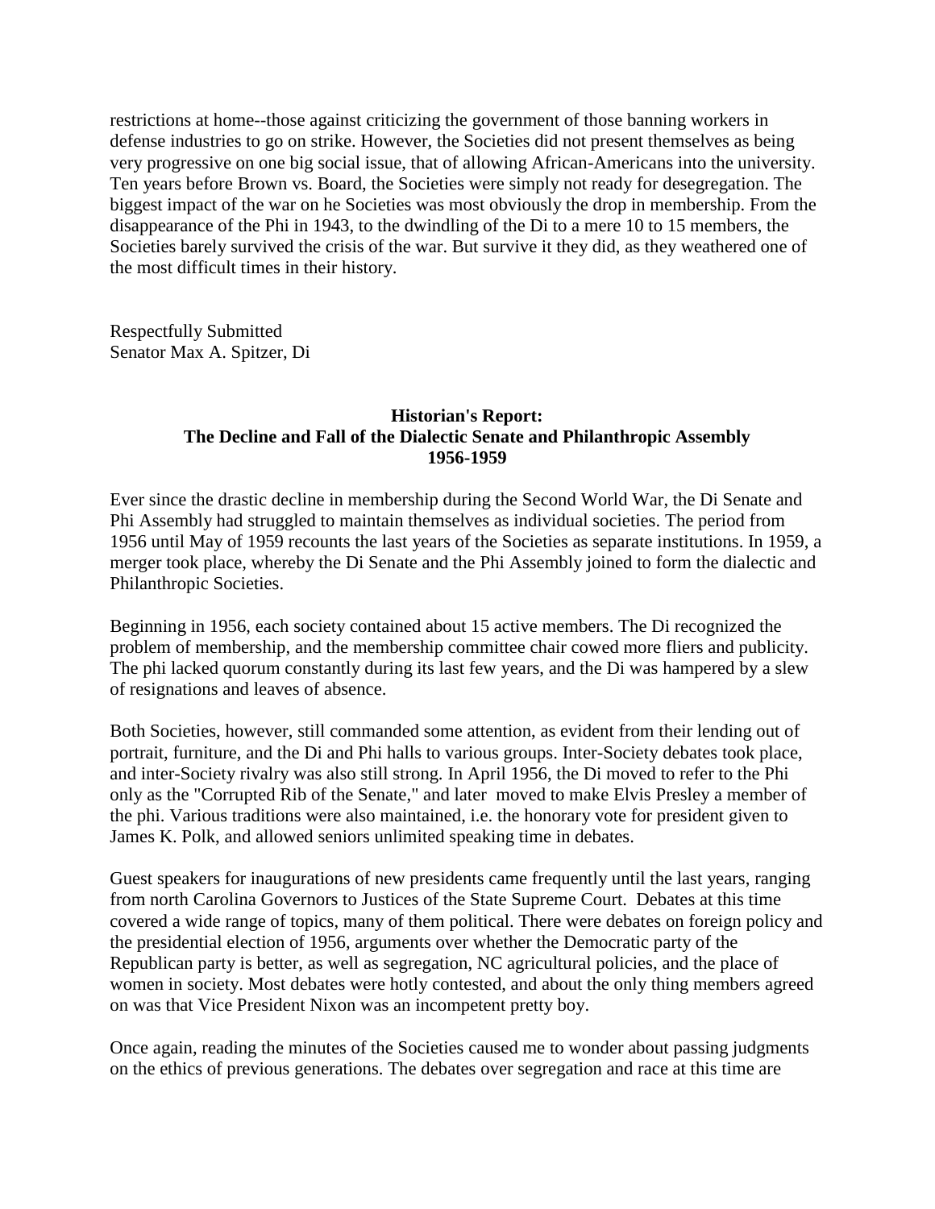restrictions at home--those against criticizing the government of those banning workers in defense industries to go on strike. However, the Societies did not present themselves as being very progressive on one big social issue, that of allowing African-Americans into the university. Ten years before Brown vs. Board, the Societies were simply not ready for desegregation. The biggest impact of the war on he Societies was most obviously the drop in membership. From the disappearance of the Phi in 1943, to the dwindling of the Di to a mere 10 to 15 members, the Societies barely survived the crisis of the war. But survive it they did, as they weathered one of the most difficult times in their history.

Respectfully Submitted
Senator Max A. Spitzer, Di

### Historian's Report:
### The Decline and Fall of the Dialectic Senate and Philanthropic Assembly
### 1956-1959

Ever since the drastic decline in membership during the Second World War, the Di Senate and Phi Assembly had struggled to maintain themselves as individual societies. The period from 1956 until May of 1959 recounts the last years of the Societies as separate institutions. In 1959, a merger took place, whereby the Di Senate and the Phi Assembly joined to form the dialectic and Philanthropic Societies.

Beginning in 1956, each society contained about 15 active members. The Di recognized the problem of membership, and the membership committee chair cowed more fliers and publicity. The phi lacked quorum constantly during its last few years, and the Di was hampered by a slew of resignations and leaves of absence.

Both Societies, however, still commanded some attention, as evident from their lending out of portrait, furniture, and the Di and Phi halls to various groups. Inter-Society debates took place, and inter-Society rivalry was also still strong. In April 1956, the Di moved to refer to the Phi only as the "Corrupted Rib of the Senate," and later moved to make Elvis Presley a member of the phi. Various traditions were also maintained, i.e. the honorary vote for president given to James K. Polk, and allowed seniors unlimited speaking time in debates.

Guest speakers for inaugurations of new presidents came frequently until the last years, ranging from north Carolina Governors to Justices of the State Supreme Court. Debates at this time covered a wide range of topics, many of them political. There were debates on foreign policy and the presidential election of 1956, arguments over whether the Democratic party of the Republican party is better, as well as segregation, NC agricultural policies, and the place of women in society. Most debates were hotly contested, and about the only thing members agreed on was that Vice President Nixon was an incompetent pretty boy.

Once again, reading the minutes of the Societies caused me to wonder about passing judgments on the ethics of previous generations. The debates over segregation and race at this time are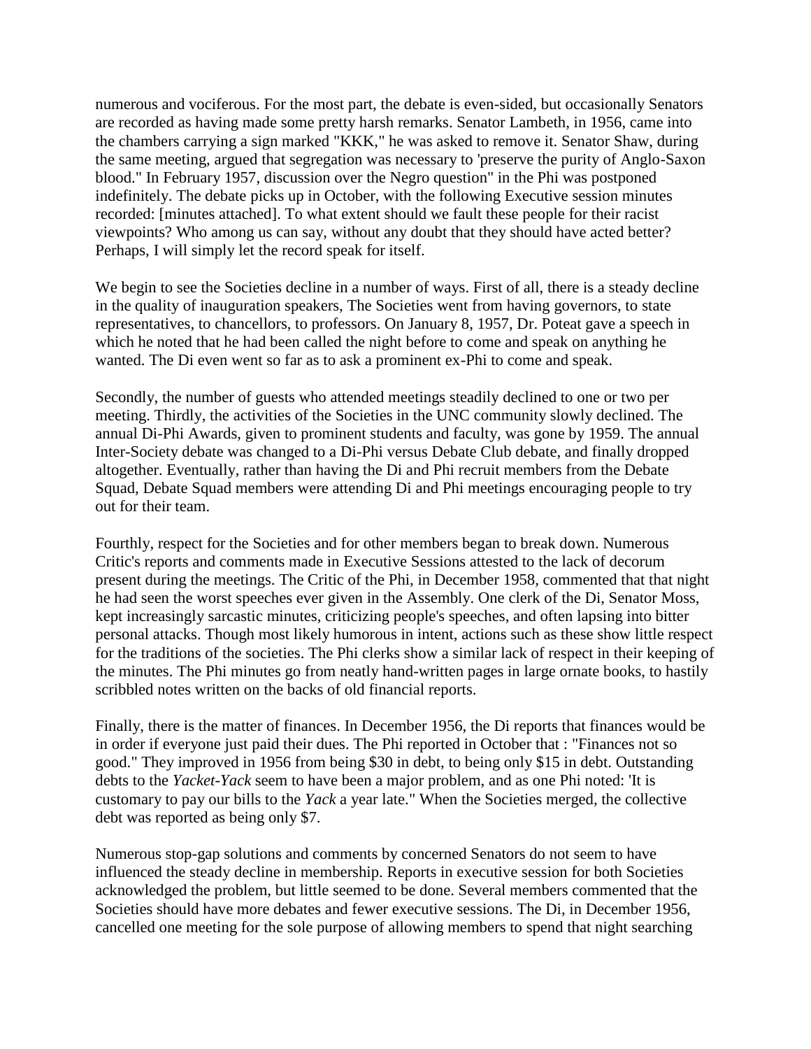numerous and vociferous. For the most part, the debate is even-sided, but occasionally Senators are recorded as having made some pretty harsh remarks. Senator Lambeth, in 1956, came into the chambers carrying a sign marked "KKK," he was asked to remove it. Senator Shaw, during the same meeting, argued that segregation was necessary to 'preserve the purity of Anglo-Saxon blood." In February 1957, discussion over the Negro question" in the Phi was postponed indefinitely. The debate picks up in October, with the following Executive session minutes recorded: [minutes attached]. To what extent should we fault these people for their racist viewpoints? Who among us can say, without any doubt that they should have acted better? Perhaps, I will simply let the record speak for itself.

We begin to see the Societies decline in a number of ways. First of all, there is a steady decline in the quality of inauguration speakers, The Societies went from having governors, to state representatives, to chancellors, to professors. On January 8, 1957, Dr. Poteat gave a speech in which he noted that he had been called the night before to come and speak on anything he wanted. The Di even went so far as to ask a prominent ex-Phi to come and speak.

Secondly, the number of guests who attended meetings steadily declined to one or two per meeting. Thirdly, the activities of the Societies in the UNC community slowly declined. The annual Di-Phi Awards, given to prominent students and faculty, was gone by 1959. The annual Inter-Society debate was changed to a Di-Phi versus Debate Club debate, and finally dropped altogether. Eventually, rather than having the Di and Phi recruit members from the Debate Squad, Debate Squad members were attending Di and Phi meetings encouraging people to try out for their team.

Fourthly, respect for the Societies and for other members began to break down. Numerous Critic's reports and comments made in Executive Sessions attested to the lack of decorum present during the meetings. The Critic of the Phi, in December 1958, commented that that night he had seen the worst speeches ever given in the Assembly. One clerk of the Di, Senator Moss, kept increasingly sarcastic minutes, criticizing people's speeches, and often lapsing into bitter personal attacks. Though most likely humorous in intent, actions such as these show little respect for the traditions of the societies. The Phi clerks show a similar lack of respect in their keeping of the minutes. The Phi minutes go from neatly hand-written pages in large ornate books, to hastily scribbled notes written on the backs of old financial reports.

Finally, there is the matter of finances. In December 1956, the Di reports that finances would be in order if everyone just paid their dues. The Phi reported in October that : "Finances not so good." They improved in 1956 from being $30 in debt, to being only $15 in debt. Outstanding debts to the *Yacket-Yack* seem to have been a major problem, and as one Phi noted: 'It is customary to pay our bills to the *Yack* a year late." When the Societies merged, the collective debt was reported as being only $7.

Numerous stop-gap solutions and comments by concerned Senators do not seem to have influenced the steady decline in membership. Reports in executive session for both Societies acknowledged the problem, but little seemed to be done. Several members commented that the Societies should have more debates and fewer executive sessions. The Di, in December 1956, cancelled one meeting for the sole purpose of allowing members to spend that night searching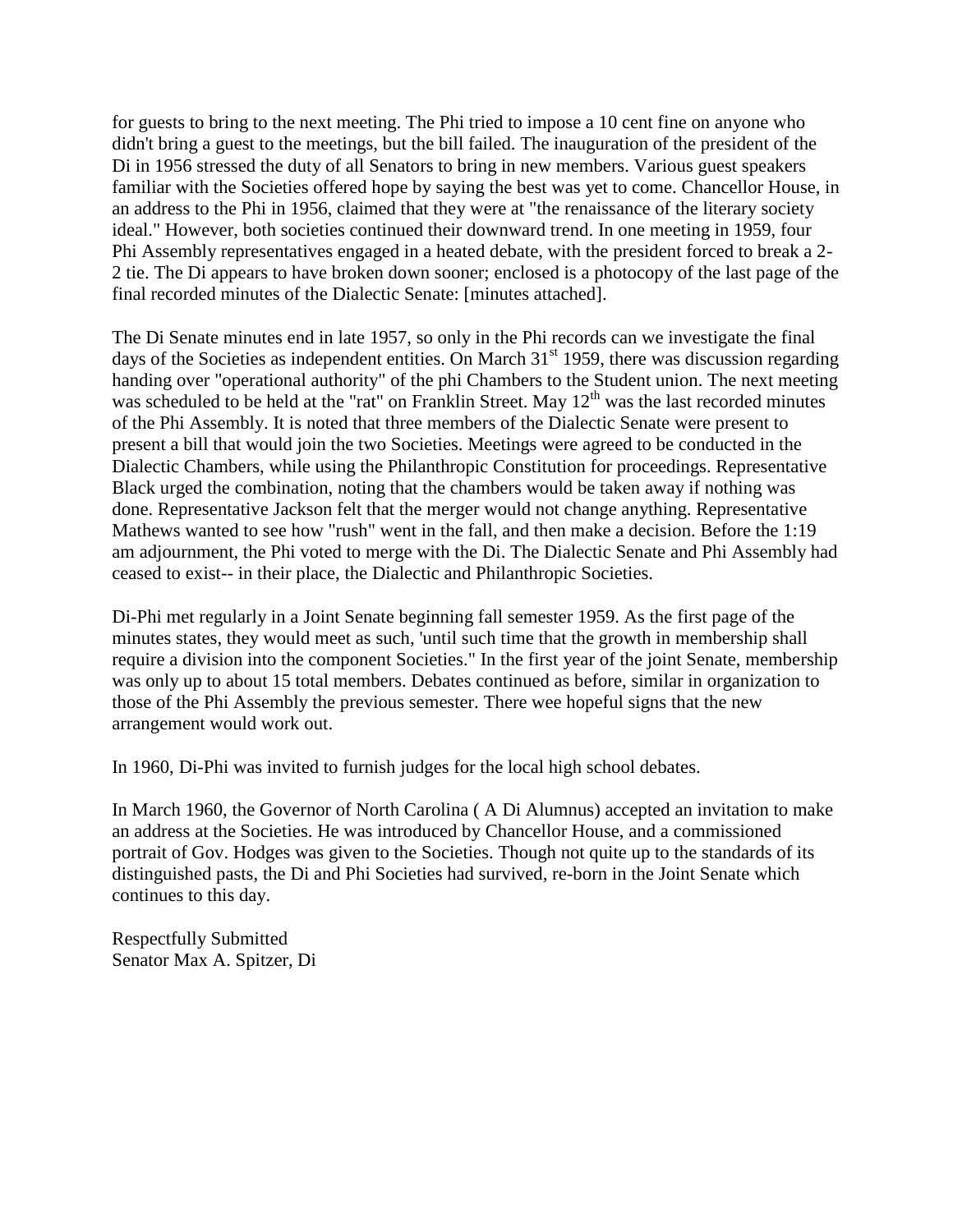for guests to bring to the next meeting. The Phi tried to impose a 10 cent fine on anyone who didn't bring a guest to the meetings, but the bill failed. The inauguration of the president of the Di in 1956 stressed the duty of all Senators to bring in new members. Various guest speakers familiar with the Societies offered hope by saying the best was yet to come. Chancellor House, in an address to the Phi in 1956, claimed that they were at "the renaissance of the literary society ideal." However, both societies continued their downward trend. In one meeting in 1959, four Phi Assembly representatives engaged in a heated debate, with the president forced to break a 2-2 tie. The Di appears to have broken down sooner; enclosed is a photocopy of the last page of the final recorded minutes of the Dialectic Senate: [minutes attached].

The Di Senate minutes end in late 1957, so only in the Phi records can we investigate the final days of the Societies as independent entities. On March 31st 1959, there was discussion regarding handing over "operational authority" of the phi Chambers to the Student union. The next meeting was scheduled to be held at the "rat" on Franklin Street. May 12th was the last recorded minutes of the Phi Assembly. It is noted that three members of the Dialectic Senate were present to present a bill that would join the two Societies. Meetings were agreed to be conducted in the Dialectic Chambers, while using the Philanthropic Constitution for proceedings. Representative Black urged the combination, noting that the chambers would be taken away if nothing was done. Representative Jackson felt that the merger would not change anything. Representative Mathews wanted to see how "rush" went in the fall, and then make a decision. Before the 1:19 am adjournment, the Phi voted to merge with the Di. The Dialectic Senate and Phi Assembly had ceased to exist-- in their place, the Dialectic and Philanthropic Societies.

Di-Phi met regularly in a Joint Senate beginning fall semester 1959. As the first page of the minutes states, they would meet as such, 'until such time that the growth in membership shall require a division into the component Societies." In the first year of the joint Senate, membership was only up to about 15 total members. Debates continued as before, similar in organization to those of the Phi Assembly the previous semester. There wee hopeful signs that the new arrangement would work out.

In 1960, Di-Phi was invited to furnish judges for the local high school debates.

In March 1960, the Governor of North Carolina ( A Di Alumnus) accepted an invitation to make an address at the Societies. He was introduced by Chancellor House, and a commissioned portrait of Gov. Hodges was given to the Societies. Though not quite up to the standards of its distinguished pasts, the Di and Phi Societies had survived, re-born in the Joint Senate which continues to this day.

Respectfully Submitted
Senator Max A. Spitzer, Di